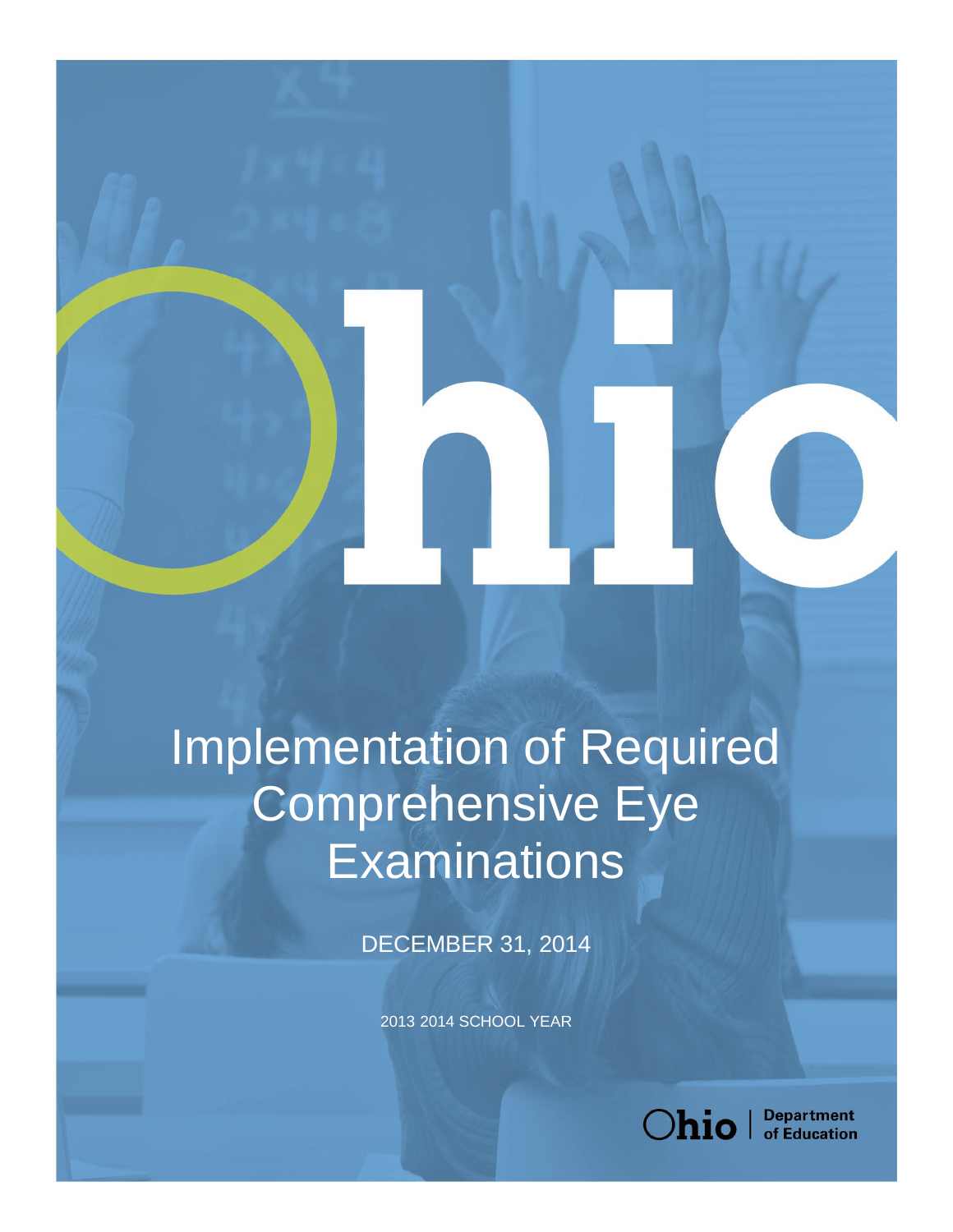# Implementation of Required Comprehensive Eye Examinations

DECEMBER 31, 2014

2013 2014 SCHOOL YEAR

Ohio | Department of Education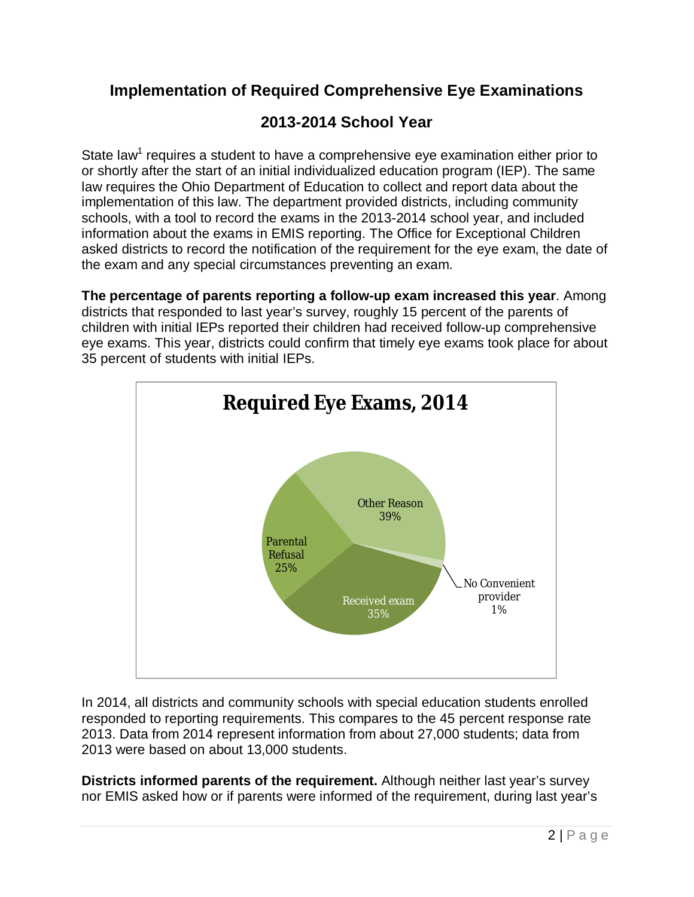## Implementation of Required Comprehensive Eye Examinations

## 2013-2014 School Year

State law[1] requires a student to have a comprehensive eye examination either prior to or shortly after the start of an initial individualized education program (IEP). The same law requires the Ohio Department of Education to collect and report data about the implementation of this law. The department provided districts, including community schools, with a tool to record the exams in the 2013-2014 school year, and included information about the exams in EMIS reporting. The Office for Exceptional Children asked districts to record the notification of the requirement for the eye exam, the date of the exam and any special circumstances preventing an exam.

**The percentage of parents reporting a follow-up exam increased this year**. Among districts that responded to last year's survey, roughly 15 percent of the parents of children with initial IEPs reported their children had received follow-up comprehensive eye exams. This year, districts could confirm that timely eye exams took place for about 35 percent of students with initial IEPs.

**Required Eye Exams, 2014**

| Category | Percent |
| --- | --- |
| Other Reason | 39% |
| No Convenient provider | 1% |
| Received exam | 35% |
| Parental Refusal | 25% |

In 2014, all districts and community schools with special education students enrolled responded to reporting requirements. This compares to the 45 percent response rate 2013. Data from 2014 represent information from about 27,000 students; data from 2013 were based on about 13,000 students.

**Districts informed parents of the requirement.** Although neither last year's survey nor EMIS asked how or if parents were informed of the requirement, during last year's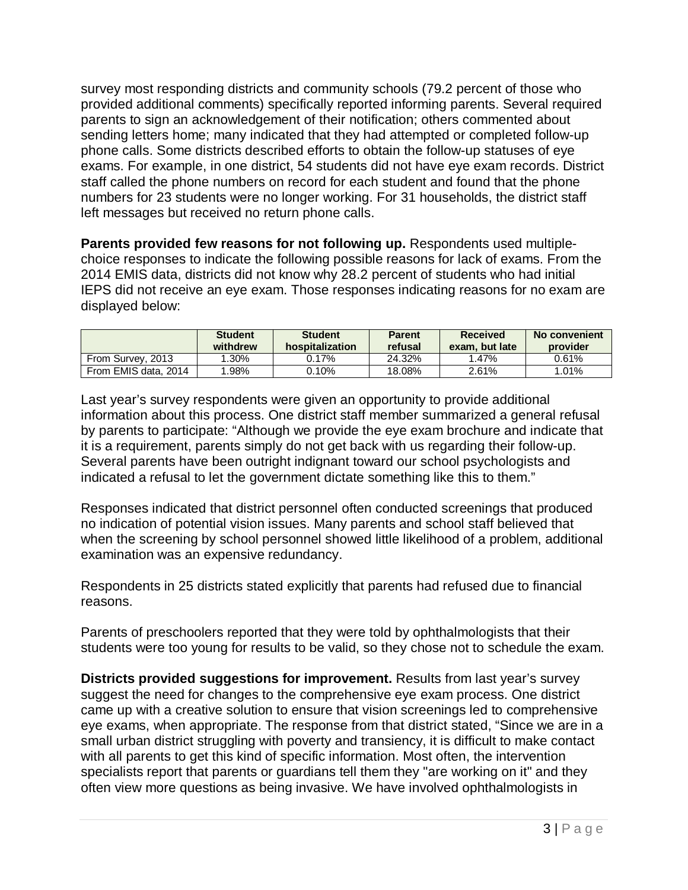survey most responding districts and community schools (79.2 percent of those who provided additional comments) specifically reported informing parents. Several required parents to sign an acknowledgement of their notification; others commented about sending letters home; many indicated that they had attempted or completed follow-up phone calls. Some districts described efforts to obtain the follow-up statuses of eye exams. For example, in one district, 54 students did not have eye exam records. District staff called the phone numbers on record for each student and found that the phone numbers for 23 students were no longer working. For 31 households, the district staff left messages but received no return phone calls.

**Parents provided few reasons for not following up.** Respondents used multiple-choice responses to indicate the following possible reasons for lack of exams. From the 2014 EMIS data, districts did not know why 28.2 percent of students who had initial IEPS did not receive an eye exam. Those responses indicating reasons for no exam are displayed below:

| | Student withdrew | Student hospitalization | Parent refusal | Received exam, but late | No convenient provider |
|---|---|---|---|---|---|
| From Survey, 2013 | 1.30% | 0.17% | 24.32% | 1.47% | 0.61% |
| From EMIS data, 2014 | 1.98% | 0.10% | 18.08% | 2.61% | 1.01% |

Last year's survey respondents were given an opportunity to provide additional information about this process. One district staff member summarized a general refusal by parents to participate: "Although we provide the eye exam brochure and indicate that it is a requirement, parents simply do not get back with us regarding their follow-up. Several parents have been outright indignant toward our school psychologists and indicated a refusal to let the government dictate something like this to them."

Responses indicated that district personnel often conducted screenings that produced no indication of potential vision issues. Many parents and school staff believed that when the screening by school personnel showed little likelihood of a problem, additional examination was an expensive redundancy.

Respondents in 25 districts stated explicitly that parents had refused due to financial reasons.

Parents of preschoolers reported that they were told by ophthalmologists that their students were too young for results to be valid, so they chose not to schedule the exam.

**Districts provided suggestions for improvement.** Results from last year's survey suggest the need for changes to the comprehensive eye exam process. One district came up with a creative solution to ensure that vision screenings led to comprehensive eye exams, when appropriate. The response from that district stated, "Since we are in a small urban district struggling with poverty and transiency, it is difficult to make contact with all parents to get this kind of specific information. Most often, the intervention specialists report that parents or guardians tell them they "are working on it" and they often view more questions as being invasive. We have involved ophthalmologists in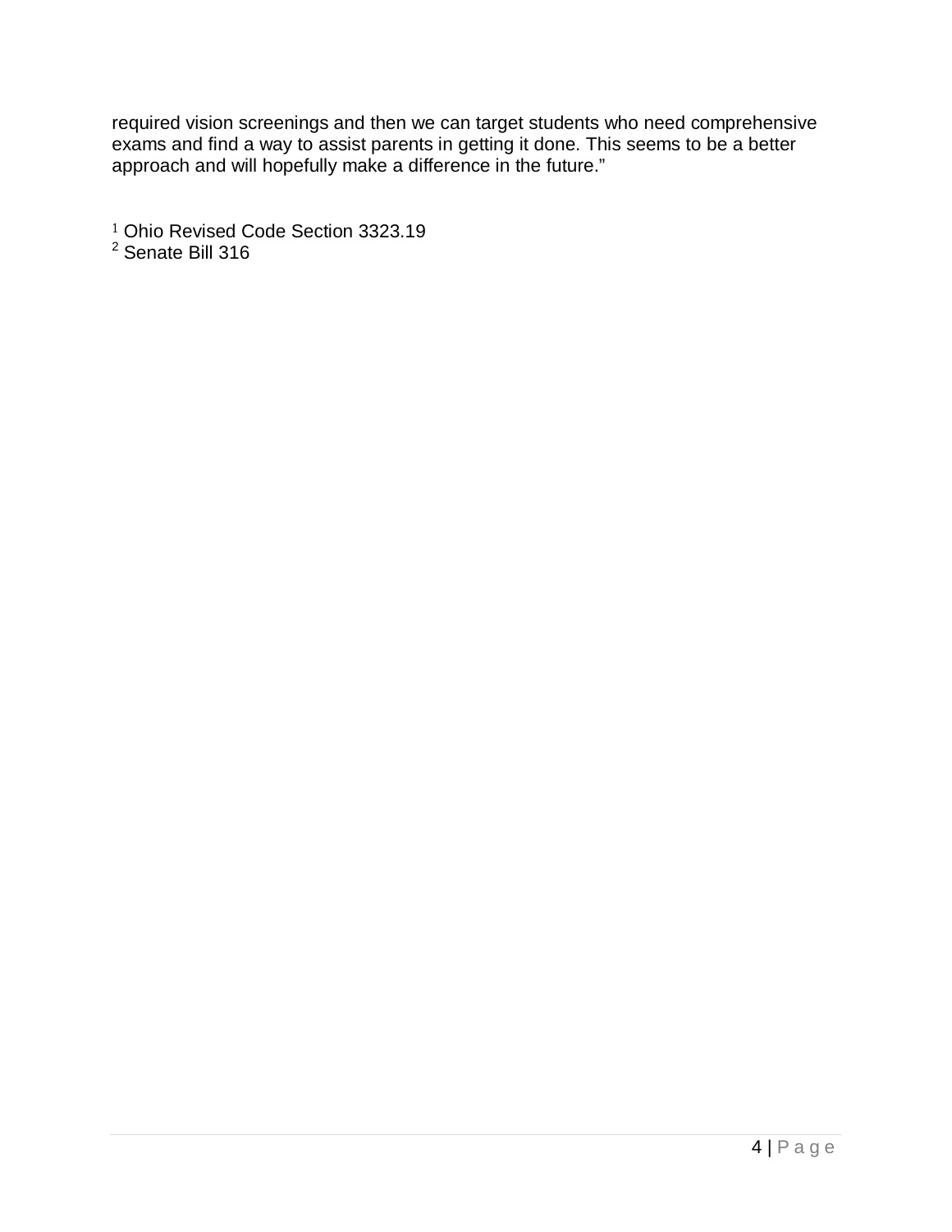required vision screenings and then we can target students who need comprehensive exams and find a way to assist parents in getting it done. This seems to be a better approach and will hopefully make a difference in the future."

[1] Ohio Revised Code Section 3323.19
[2] Senate Bill 316